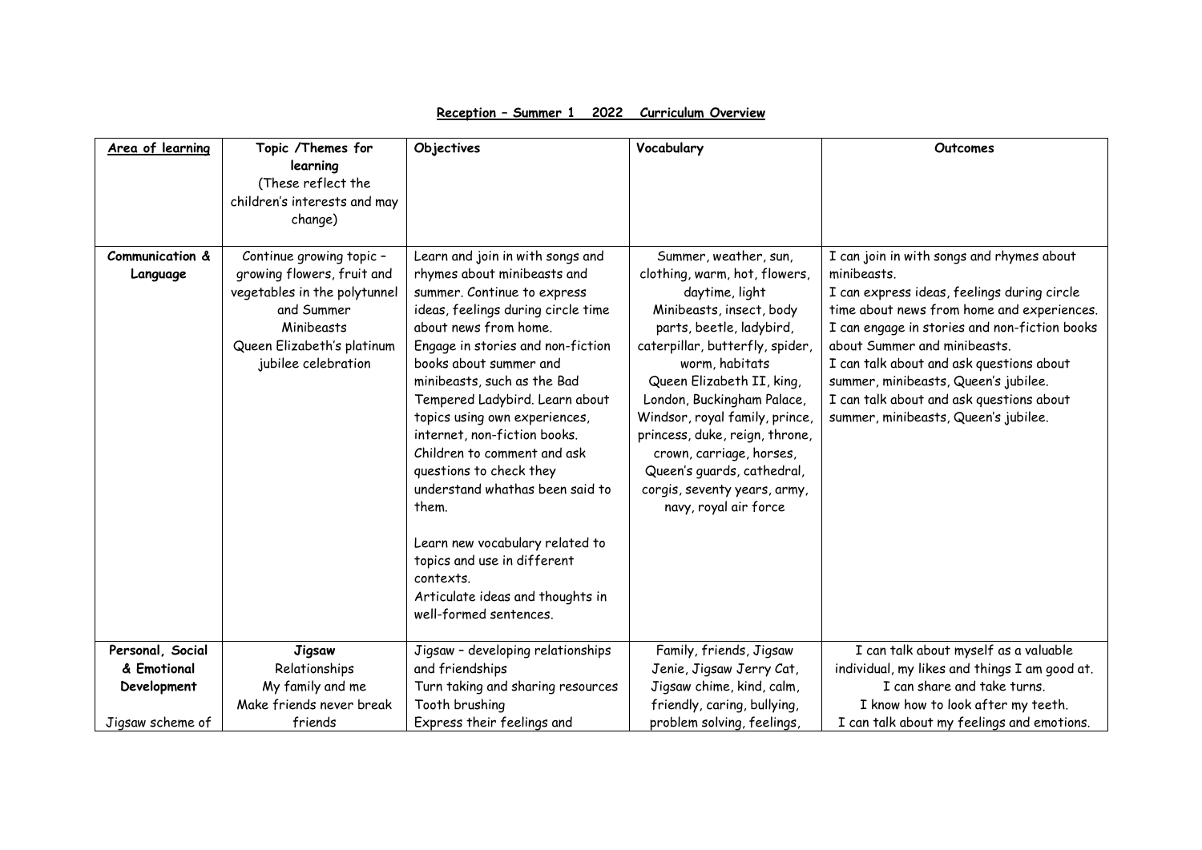**Reception – Summer 1 2022 Curriculum Overview**

| Area of learning | Topic /Themes for learning (These reflect the children's interests and may change) | Objectives | Vocabulary | Outcomes |
| --- | --- | --- | --- | --- |
| **Communication & Language** | Continue growing topic – growing flowers, fruit and vegetables in the polytunnel and Summer Minibeasts Queen Elizabeth's platinum jubilee celebration | Learn and join in with songs and rhymes about minibeasts and summer. Continue to express ideas, feelings during circle time about news from home. Engage in stories and non-fiction books about summer and minibeasts, such as the Bad Tempered Ladybird. Learn about topics using own experiences, internet, non-fiction books. Children to comment and ask questions to check they understand whathas been said to them. <br><br> Learn new vocabulary related to topics and use in different contexts. Articulate ideas and thoughts in well-formed sentences. | Summer, weather, sun, clothing, warm, hot, flowers, daytime, light Minibeasts, insect, body parts, beetle, ladybird, caterpillar, butterfly, spider, worm, habitats Queen Elizabeth II, king, London, Buckingham Palace, Windsor, royal family, prince, princess, duke, reign, throne, crown, carriage, horses, Queen's guards, cathedral, corgis, seventy years, army, navy, royal air force | I can join in with songs and rhymes about minibeasts. I can express ideas, feelings during circle time about news from home and experiences. I can engage in stories and non-fiction books about Summer and minibeasts. I can talk about and ask questions about summer, minibeasts, Queen's jubilee. I can talk about and ask questions about summer, minibeasts, Queen's jubilee. |
| **Personal, Social & Emotional Development** <br><br> Jigsaw scheme of | **Jigsaw** Relationships My family and me Make friends never break friends | Jigsaw – developing relationships and friendships Turn taking and sharing resources Tooth brushing Express their feelings and | Family, friends, Jigsaw Jenie, Jigsaw Jerry Cat, Jigsaw chime, kind, calm, friendly, caring, bullying, problem solving, feelings, | I can talk about myself as a valuable individual, my likes and things I am good at. I can share and take turns. I know how to look after my teeth. I can talk about my feelings and emotions. |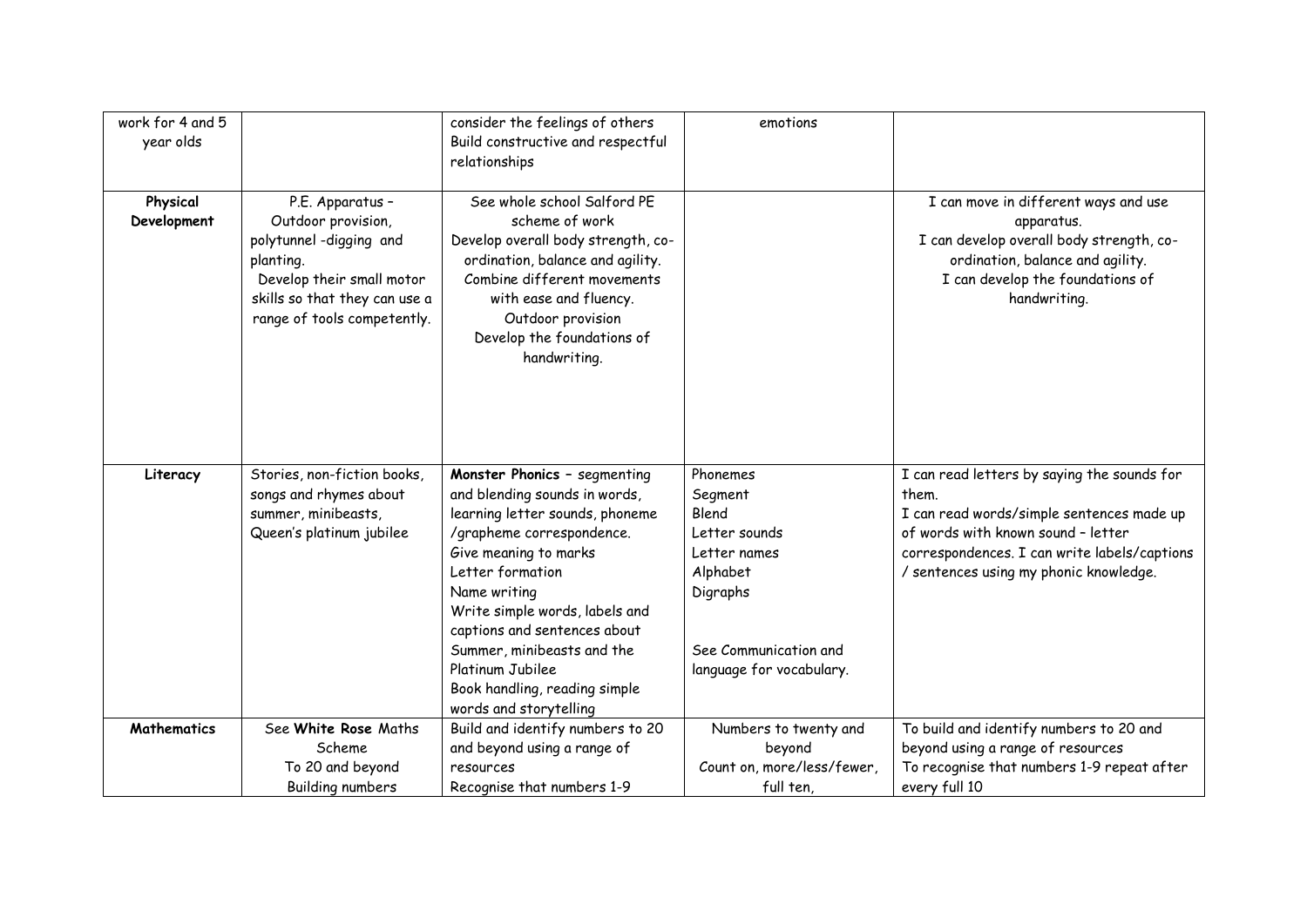| | | | | |
|---|---|---|---|---|
| work for 4 and 5 year olds | | consider the feelings of others<br>Build constructive and respectful relationships | emotions | |
| **Physical Development** | P.E. Apparatus –<br>Outdoor provision,<br>polytunnel -digging and planting.<br>Develop their small motor skills so that they can use a range of tools competently. | See whole school Salford PE scheme of work<br>Develop overall body strength, co-ordination, balance and agility.<br>Combine different movements with ease and fluency.<br>Outdoor provision<br>Develop the foundations of handwriting. | | I can move in different ways and use apparatus.<br>I can develop overall body strength, co-ordination, balance and agility.<br>I can develop the foundations of handwriting. |
| **Literacy** | Stories, non-fiction books, songs and rhymes about summer, minibeasts, Queen's platinum jubilee | **Monster Phonics** – segmenting and blending sounds in words, learning letter sounds, phoneme /grapheme correspondence.<br>Give meaning to marks<br>Letter formation<br>Name writing<br>Write simple words, labels and captions and sentences about Summer, minibeasts and the Platinum Jubilee<br>Book handling, reading simple words and storytelling | Phonemes<br>Segment<br>Blend<br>Letter sounds<br>Letter names<br>Alphabet<br>Digraphs<br><br>See Communication and language for vocabulary. | I can read letters by saying the sounds for them.<br>I can read words/simple sentences made up of words with known sound – letter correspondences. I can write labels/captions / sentences using my phonic knowledge. |
| **Mathematics** | See **White Rose** Maths Scheme<br>To 20 and beyond<br>Building numbers | Build and identify numbers to 20 and beyond using a range of resources<br>Recognise that numbers 1-9 | Numbers to twenty and beyond<br>Count on, more/less/fewer, full ten, | To build and identify numbers to 20 and beyond using a range of resources<br>To recognise that numbers 1-9 repeat after every full 10 |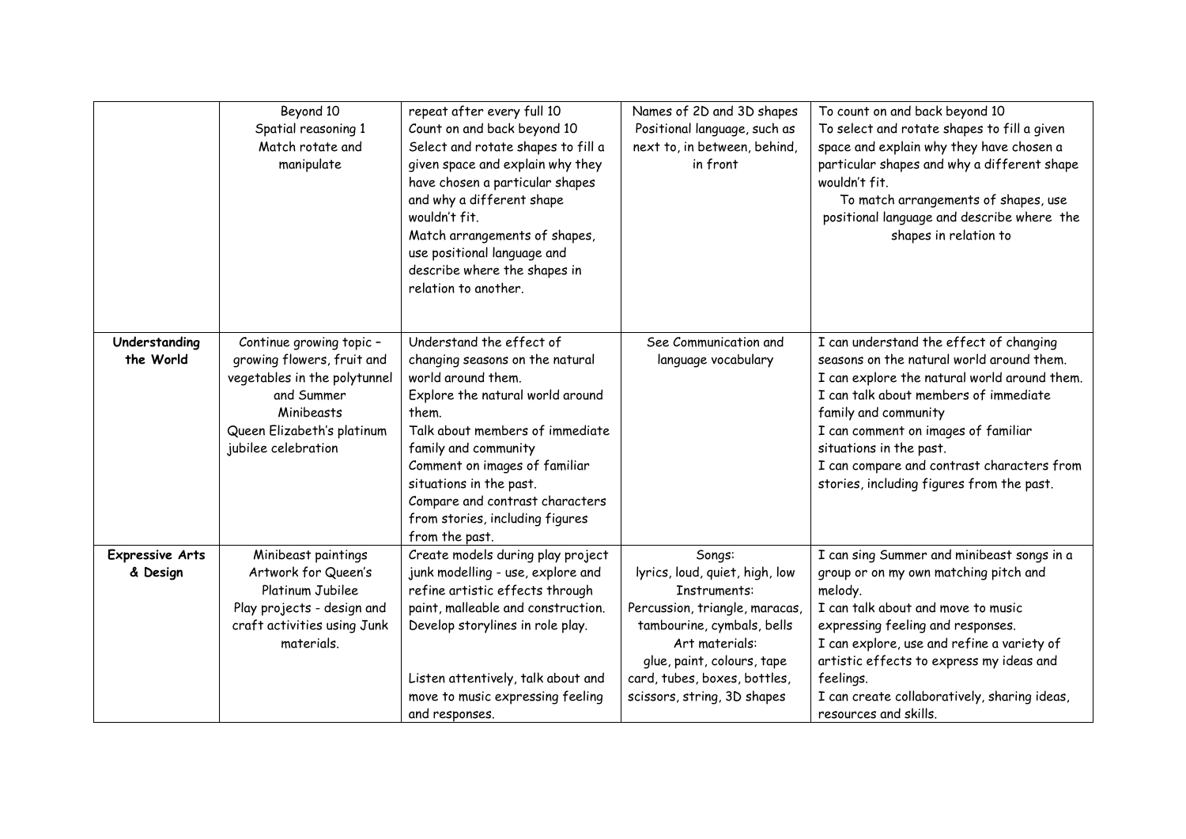| | | | | |
|---|---|---|---|---|
| | Beyond 10<br>Spatial reasoning 1<br>Match rotate and manipulate | repeat after every full 10<br>Count on and back beyond 10<br>Select and rotate shapes to fill a given space and explain why they have chosen a particular shapes and why a different shape wouldn't fit.<br>Match arrangements of shapes, use positional language and describe where the shapes in relation to another. | Names of 2D and 3D shapes<br>Positional language, such as next to, in between, behind, in front | To count on and back beyond 10<br>To select and rotate shapes to fill a given space and explain why they have chosen a particular shapes and why a different shape wouldn't fit.<br>To match arrangements of shapes, use positional language and describe where the shapes in relation to |
| **Understanding the World** | Continue growing topic – growing flowers, fruit and vegetables in the polytunnel and Summer Minibeasts<br>Queen Elizabeth's platinum jubilee celebration | Understand the effect of changing seasons on the natural world around them.<br>Explore the natural world around them.<br>Talk about members of immediate family and community<br>Comment on images of familiar situations in the past.<br>Compare and contrast characters from stories, including figures from the past. | See Communication and language vocabulary | I can understand the effect of changing seasons on the natural world around them.<br>I can explore the natural world around them.<br>I can talk about members of immediate family and community<br>I can comment on images of familiar situations in the past.<br>I can compare and contrast characters from stories, including figures from the past. |
| **Expressive Arts & Design** | Minibeast paintings<br>Artwork for Queen's Platinum Jubilee<br>Play projects - design and craft activities using Junk materials. | Create models during play project junk modelling - use, explore and refine artistic effects through paint, malleable and construction.<br>Develop storylines in role play.<br><br>Listen attentively, talk about and move to music expressing feeling and responses. | Songs:<br>lyrics, loud, quiet, high, low<br>Instruments:<br>Percussion, triangle, maracas, tambourine, cymbals, bells<br>Art materials:<br>glue, paint, colours, tape card, tubes, boxes, bottles, scissors, string, 3D shapes | I can sing Summer and minibeast songs in a group or on my own matching pitch and melody.<br>I can talk about and move to music expressing feeling and responses.<br>I can explore, use and refine a variety of artistic effects to express my ideas and feelings.<br>I can create collaboratively, sharing ideas, resources and skills. |